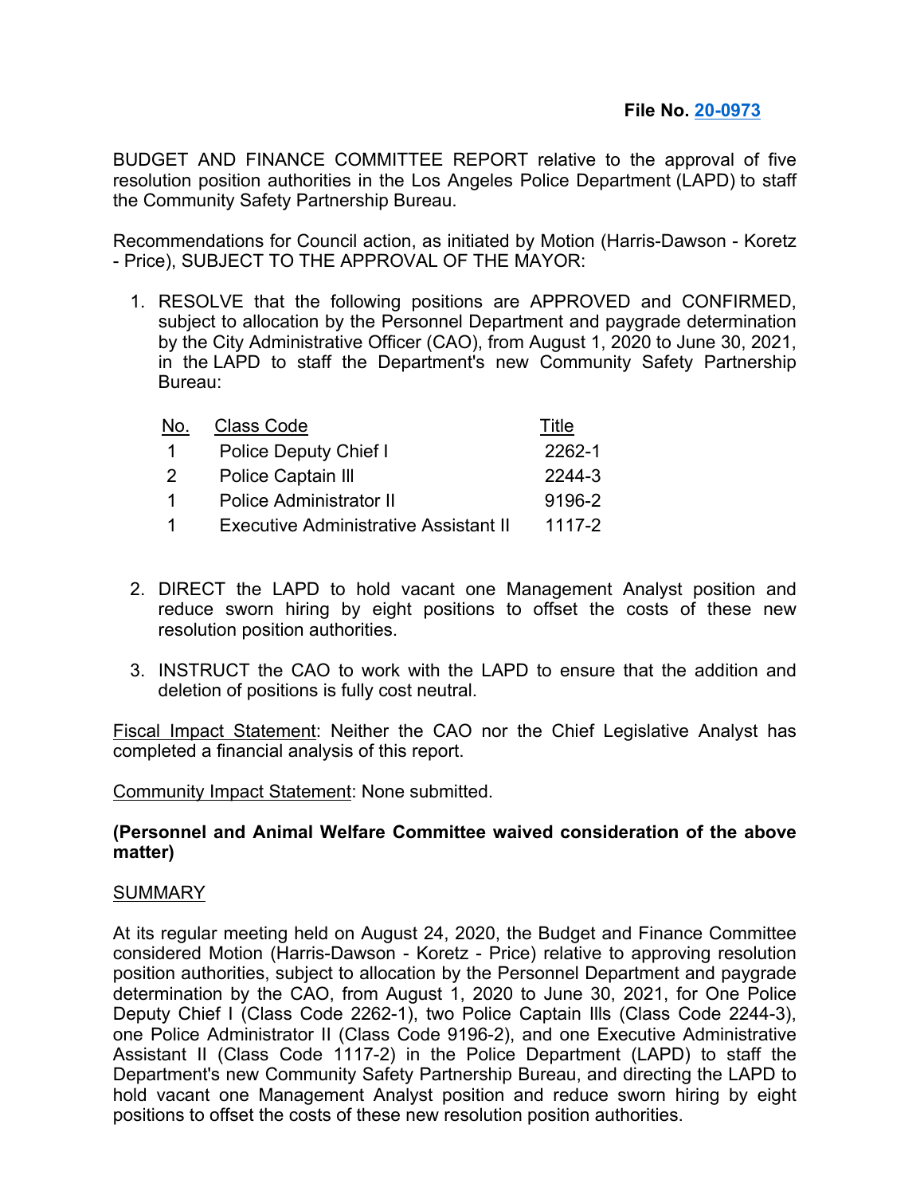**File No. 20-0973**

BUDGET AND FINANCE COMMITTEE REPORT relative to the approval of five resolution position authorities in the Los Angeles Police Department (LAPD) to staff the Community Safety Partnership Bureau.

Recommendations for Council action, as initiated by Motion (Harris-Dawson - Koretz - Price), SUBJECT TO THE APPROVAL OF THE MAYOR:

1. RESOLVE that the following positions are APPROVED and CONFIRMED, subject to allocation by the Personnel Department and paygrade determination by the City Administrative Officer (CAO), from August 1, 2020 to June 30, 2021, in the LAPD to staff the Department's new Community Safety Partnership Bureau:

| No. | Class Code | Title |
|---|---|---|
| 1 | Police Deputy Chief I | 2262-1 |
| 2 | Police Captain III | 2244-3 |
| 1 | Police Administrator II | 9196-2 |
| 1 | Executive Administrative Assistant II | 1117-2 |

2. DIRECT the LAPD to hold vacant one Management Analyst position and reduce sworn hiring by eight positions to offset the costs of these new resolution position authorities.

3. INSTRUCT the CAO to work with the LAPD to ensure that the addition and deletion of positions is fully cost neutral.

Fiscal Impact Statement: Neither the CAO nor the Chief Legislative Analyst has completed a financial analysis of this report.

Community Impact Statement: None submitted.

**(Personnel and Animal Welfare Committee waived consideration of the above matter)**

SUMMARY

At its regular meeting held on August 24, 2020, the Budget and Finance Committee considered Motion (Harris-Dawson - Koretz - Price) relative to approving resolution position authorities, subject to allocation by the Personnel Department and paygrade determination by the CAO, from August 1, 2020 to June 30, 2021, for One Police Deputy Chief I (Class Code 2262-1), two Police Captain IIIs (Class Code 2244-3), one Police Administrator II (Class Code 9196-2), and one Executive Administrative Assistant II (Class Code 1117-2) in the Police Department (LAPD) to staff the Department's new Community Safety Partnership Bureau, and directing the LAPD to hold vacant one Management Analyst position and reduce sworn hiring by eight positions to offset the costs of these new resolution position authorities.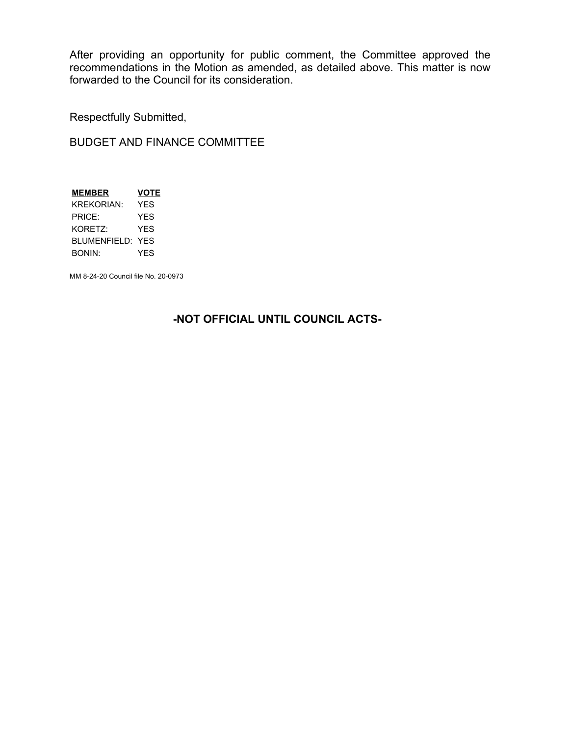After providing an opportunity for public comment, the Committee approved the recommendations in the Motion as amended, as detailed above. This matter is now forwarded to the Council for its consideration.

Respectfully Submitted,

BUDGET AND FINANCE COMMITTEE

| MEMBER | VOTE |
| --- | --- |
| KREKORIAN: | YES |
| PRICE: | YES |
| KORETZ: | YES |
| BLUMENFIELD: | YES |
| BONIN: | YES |

MM 8-24-20 Council file No. 20-0973

**-NOT OFFICIAL UNTIL COUNCIL ACTS-**